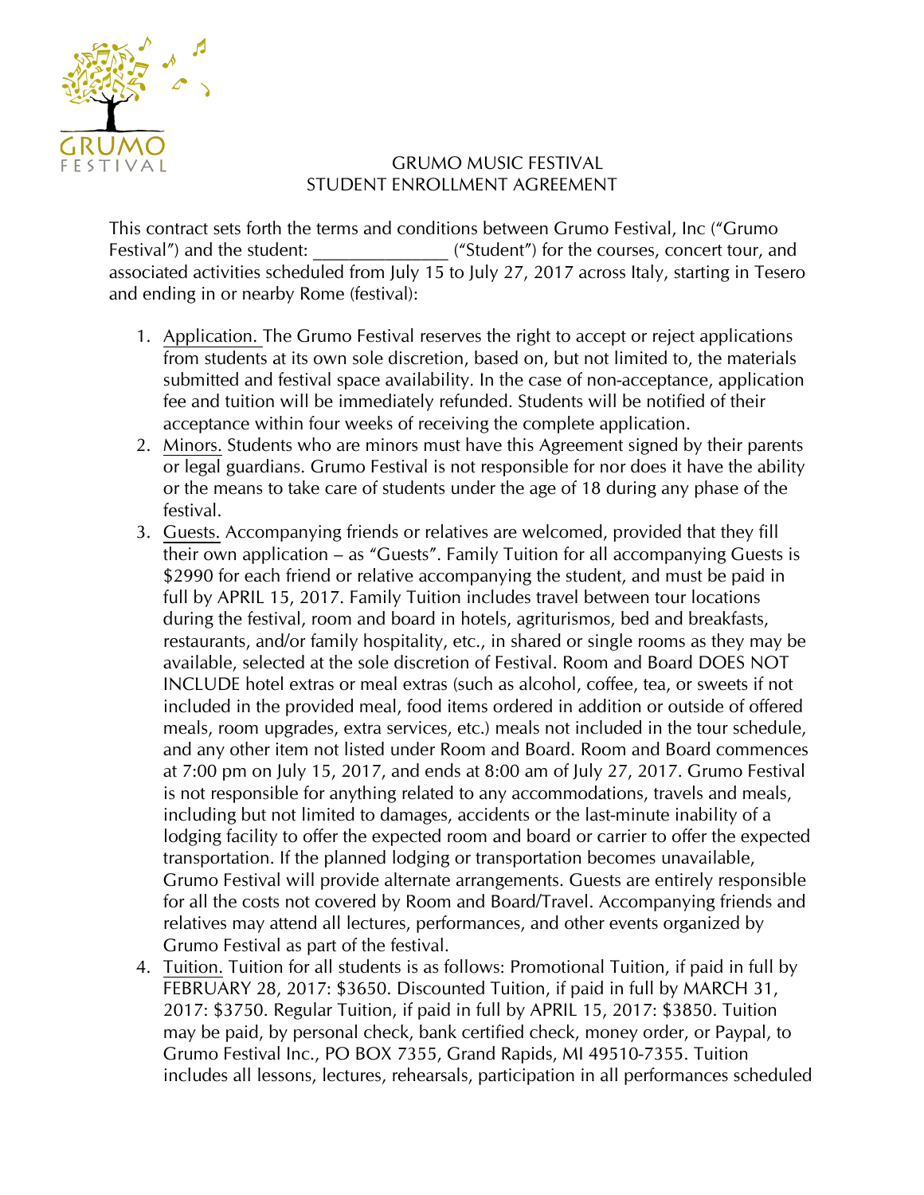GRUMO FESTIVAL

# GRUMO MUSIC FESTIVAL
# STUDENT ENROLLMENT AGREEMENT

This contract sets forth the terms and conditions between Grumo Festival, Inc ("Grumo Festival") and the student: ______________ ("Student") for the courses, concert tour, and associated activities scheduled from July 15 to July 27, 2017 across Italy, starting in Tesero and ending in or nearby Rome (festival):

1. Application. The Grumo Festival reserves the right to accept or reject applications from students at its own sole discretion, based on, but not limited to, the materials submitted and festival space availability. In the case of non-acceptance, application fee and tuition will be immediately refunded. Students will be notified of their acceptance within four weeks of receiving the complete application.
2. Minors. Students who are minors must have this Agreement signed by their parents or legal guardians. Grumo Festival is not responsible for nor does it have the ability or the means to take care of students under the age of 18 during any phase of the festival.
3. Guests. Accompanying friends or relatives are welcomed, provided that they fill their own application – as "Guests". Family Tuition for all accompanying Guests is $2990 for each friend or relative accompanying the student, and must be paid in full by APRIL 15, 2017. Family Tuition includes travel between tour locations during the festival, room and board in hotels, agriturismos, bed and breakfasts, restaurants, and/or family hospitality, etc., in shared or single rooms as they may be available, selected at the sole discretion of Festival. Room and Board DOES NOT INCLUDE hotel extras or meal extras (such as alcohol, coffee, tea, or sweets if not included in the provided meal, food items ordered in addition or outside of offered meals, room upgrades, extra services, etc.) meals not included in the tour schedule, and any other item not listed under Room and Board. Room and Board commences at 7:00 pm on July 15, 2017, and ends at 8:00 am of July 27, 2017. Grumo Festival is not responsible for anything related to any accommodations, travels and meals, including but not limited to damages, accidents or the last-minute inability of a lodging facility to offer the expected room and board or carrier to offer the expected transportation. If the planned lodging or transportation becomes unavailable, Grumo Festival will provide alternate arrangements. Guests are entirely responsible for all the costs not covered by Room and Board/Travel. Accompanying friends and relatives may attend all lectures, performances, and other events organized by Grumo Festival as part of the festival.
4. Tuition. Tuition for all students is as follows: Promotional Tuition, if paid in full by FEBRUARY 28, 2017: $3650. Discounted Tuition, if paid in full by MARCH 31, 2017: $3750. Regular Tuition, if paid in full by APRIL 15, 2017: $3850. Tuition may be paid, by personal check, bank certified check, money order, or Paypal, to Grumo Festival Inc., PO BOX 7355, Grand Rapids, MI 49510-7355. Tuition includes all lessons, lectures, rehearsals, participation in all performances scheduled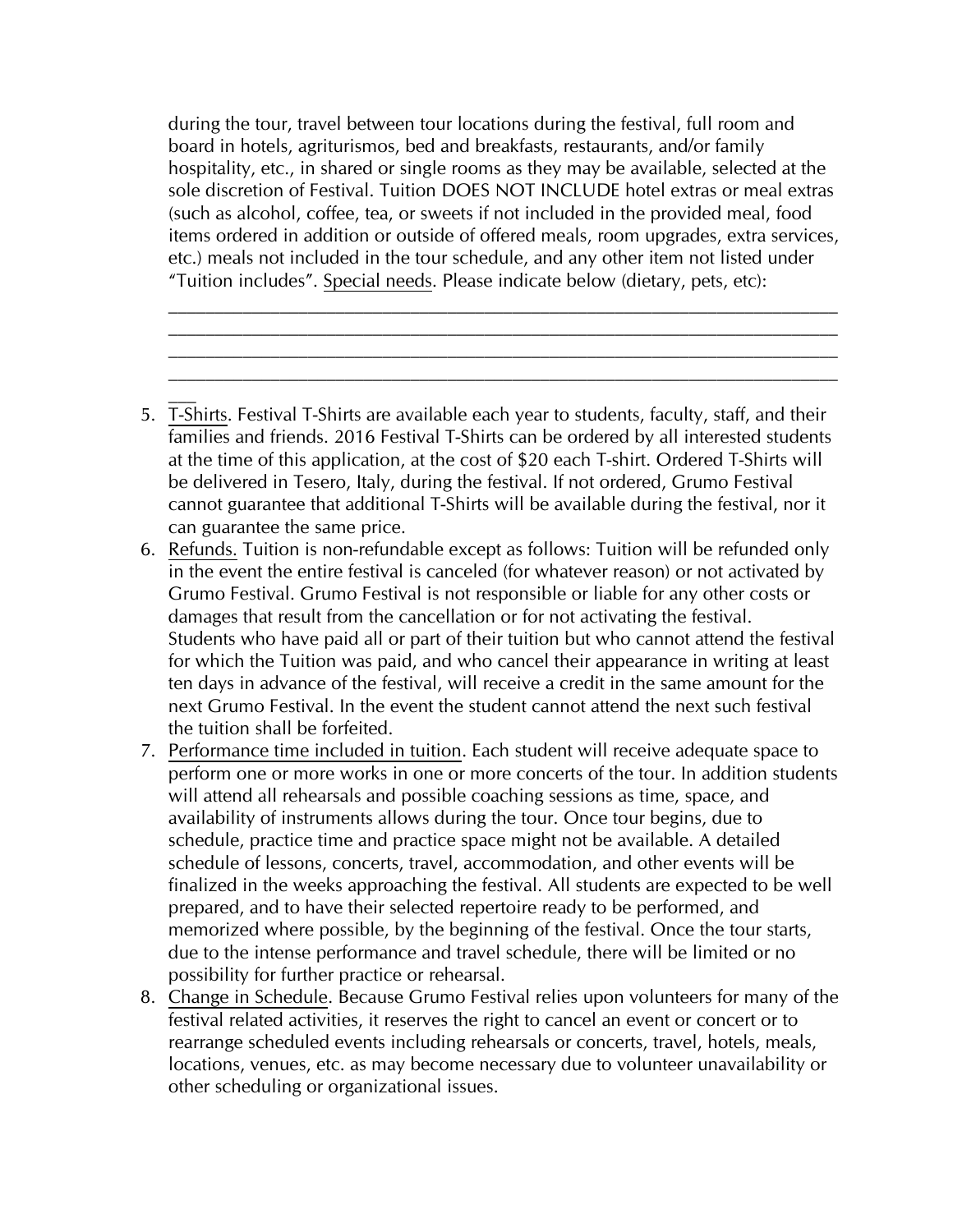during the tour, travel between tour locations during the festival, full room and board in hotels, agriturismos, bed and breakfasts, restaurants, and/or family hospitality, etc., in shared or single rooms as they may be available, selected at the sole discretion of Festival. Tuition DOES NOT INCLUDE hotel extras or meal extras (such as alcohol, coffee, tea, or sweets if not included in the provided meal, food items ordered in addition or outside of offered meals, room upgrades, extra services, etc.) meals not included in the tour schedule, and any other item not listed under "Tuition includes". Special needs. Please indicate below (dietary, pets, etc):

______________________________________________________________________
______________________________________________________________________
______________________________________________________________________
______________________________________________________________________
___

5. T-Shirts. Festival T-Shirts are available each year to students, faculty, staff, and their families and friends. 2016 Festival T-Shirts can be ordered by all interested students at the time of this application, at the cost of $20 each T-shirt. Ordered T-Shirts will be delivered in Tesero, Italy, during the festival. If not ordered, Grumo Festival cannot guarantee that additional T-Shirts will be available during the festival, nor it can guarantee the same price.
6. Refunds. Tuition is non-refundable except as follows: Tuition will be refunded only in the event the entire festival is canceled (for whatever reason) or not activated by Grumo Festival. Grumo Festival is not responsible or liable for any other costs or damages that result from the cancellation or for not activating the festival. Students who have paid all or part of their tuition but who cannot attend the festival for which the Tuition was paid, and who cancel their appearance in writing at least ten days in advance of the festival, will receive a credit in the same amount for the next Grumo Festival. In the event the student cannot attend the next such festival the tuition shall be forfeited.
7. Performance time included in tuition. Each student will receive adequate space to perform one or more works in one or more concerts of the tour. In addition students will attend all rehearsals and possible coaching sessions as time, space, and availability of instruments allows during the tour. Once tour begins, due to schedule, practice time and practice space might not be available. A detailed schedule of lessons, concerts, travel, accommodation, and other events will be finalized in the weeks approaching the festival. All students are expected to be well prepared, and to have their selected repertoire ready to be performed, and memorized where possible, by the beginning of the festival. Once the tour starts, due to the intense performance and travel schedule, there will be limited or no possibility for further practice or rehearsal.
8. Change in Schedule. Because Grumo Festival relies upon volunteers for many of the festival related activities, it reserves the right to cancel an event or concert or to rearrange scheduled events including rehearsals or concerts, travel, hotels, meals, locations, venues, etc. as may become necessary due to volunteer unavailability or other scheduling or organizational issues.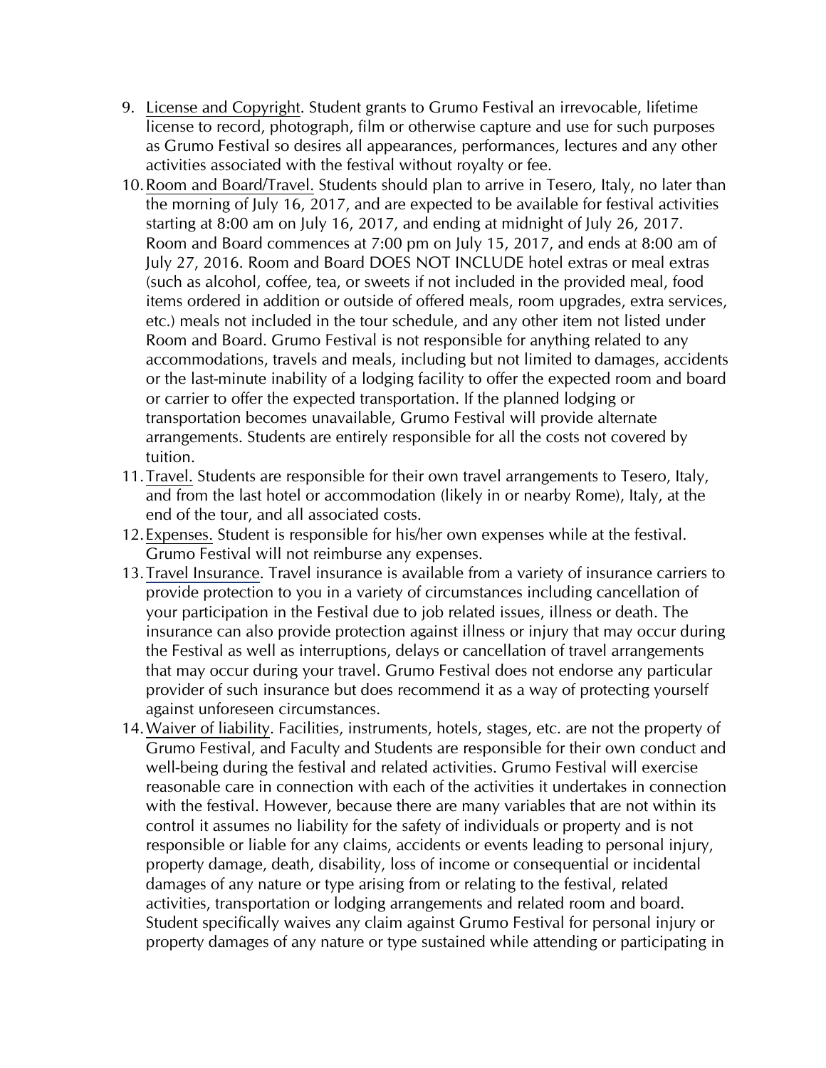9. License and Copyright. Student grants to Grumo Festival an irrevocable, lifetime license to record, photograph, film or otherwise capture and use for such purposes as Grumo Festival so desires all appearances, performances, lectures and any other activities associated with the festival without royalty or fee.
10. Room and Board/Travel. Students should plan to arrive in Tesero, Italy, no later than the morning of July 16, 2017, and are expected to be available for festival activities starting at 8:00 am on July 16, 2017, and ending at midnight of July 26, 2017. Room and Board commences at 7:00 pm on July 15, 2017, and ends at 8:00 am of July 27, 2016. Room and Board DOES NOT INCLUDE hotel extras or meal extras (such as alcohol, coffee, tea, or sweets if not included in the provided meal, food items ordered in addition or outside of offered meals, room upgrades, extra services, etc.) meals not included in the tour schedule, and any other item not listed under Room and Board. Grumo Festival is not responsible for anything related to any accommodations, travels and meals, including but not limited to damages, accidents or the last-minute inability of a lodging facility to offer the expected room and board or carrier to offer the expected transportation. If the planned lodging or transportation becomes unavailable, Grumo Festival will provide alternate arrangements. Students are entirely responsible for all the costs not covered by tuition.
11. Travel. Students are responsible for their own travel arrangements to Tesero, Italy, and from the last hotel or accommodation (likely in or nearby Rome), Italy, at the end of the tour, and all associated costs.
12. Expenses. Student is responsible for his/her own expenses while at the festival. Grumo Festival will not reimburse any expenses.
13. Travel Insurance. Travel insurance is available from a variety of insurance carriers to provide protection to you in a variety of circumstances including cancellation of your participation in the Festival due to job related issues, illness or death. The insurance can also provide protection against illness or injury that may occur during the Festival as well as interruptions, delays or cancellation of travel arrangements that may occur during your travel. Grumo Festival does not endorse any particular provider of such insurance but does recommend it as a way of protecting yourself against unforeseen circumstances.
14. Waiver of liability. Facilities, instruments, hotels, stages, etc. are not the property of Grumo Festival, and Faculty and Students are responsible for their own conduct and well-being during the festival and related activities. Grumo Festival will exercise reasonable care in connection with each of the activities it undertakes in connection with the festival. However, because there are many variables that are not within its control it assumes no liability for the safety of individuals or property and is not responsible or liable for any claims, accidents or events leading to personal injury, property damage, death, disability, loss of income or consequential or incidental damages of any nature or type arising from or relating to the festival, related activities, transportation or lodging arrangements and related room and board. Student specifically waives any claim against Grumo Festival for personal injury or property damages of any nature or type sustained while attending or participating in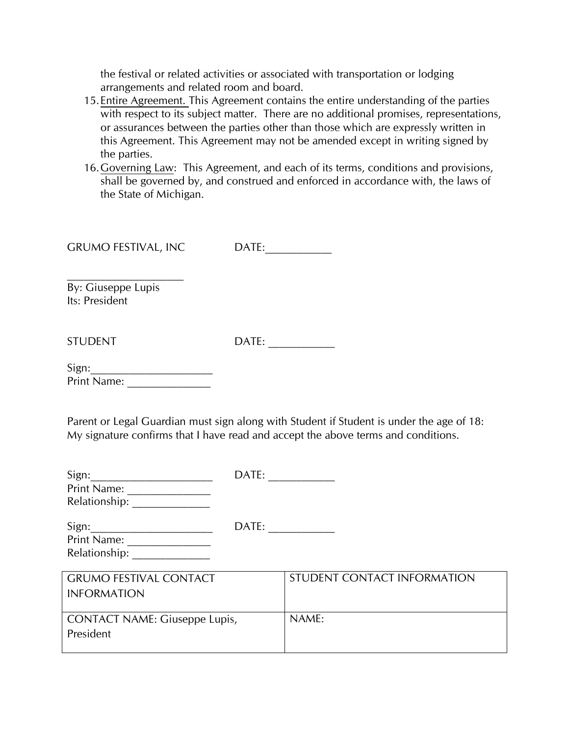the festival or related activities or associated with transportation or lodging arrangements and related room and board.

15. Entire Agreement. This Agreement contains the entire understanding of the parties with respect to its subject matter. There are no additional promises, representations, or assurances between the parties other than those which are expressly written in this Agreement. This Agreement may not be amended except in writing signed by the parties.
16. Governing Law: This Agreement, and each of its terms, conditions and provisions, shall be governed by, and construed and enforced in accordance with, the laws of the State of Michigan.

GRUMO FESTIVAL, INC DATE:___________

____________________
By: Giuseppe Lupis
Its: President

STUDENT DATE: ___________

Sign:_____________________
Print Name: ______________

Parent or Legal Guardian must sign along with Student if Student is under the age of 18:
My signature confirms that I have read and accept the above terms and conditions.

Sign:_____________________ DATE: ___________
Print Name: ______________
Relationship: _____________

Sign:_____________________ DATE: ___________
Print Name: ______________
Relationship: _____________

| GRUMO FESTIVAL CONTACT INFORMATION | STUDENT CONTACT INFORMATION |
|---|---|
| CONTACT NAME: Giuseppe Lupis, President | NAME: |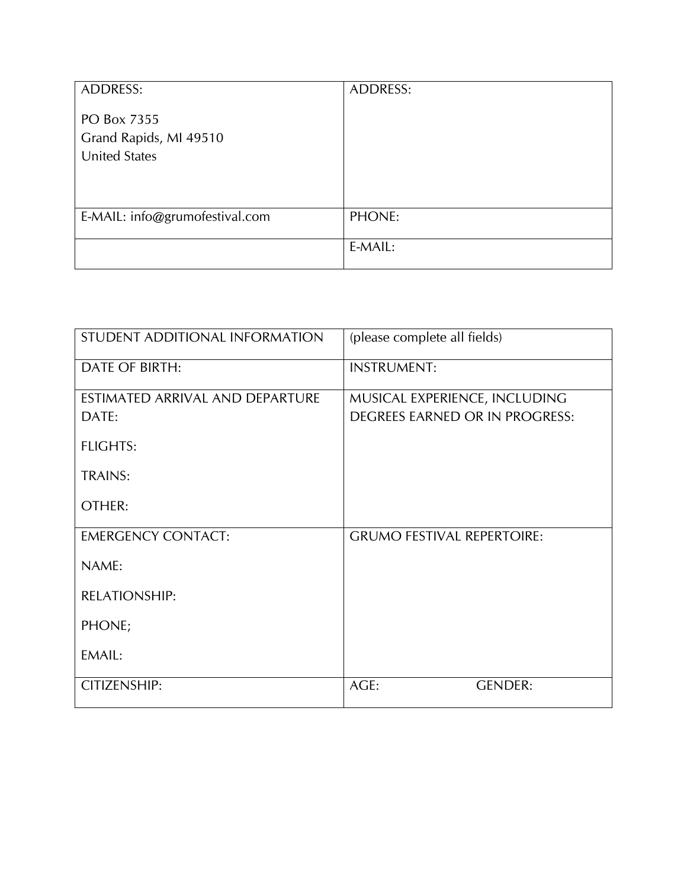| | |
|---|---|
| ADDRESS:<br><br>PO Box 7355<br>Grand Rapids, MI 49510<br>United States | ADDRESS: |
| E-MAIL: info@grumofestival.com | PHONE: |
| | E-MAIL: |

| | |
|---|---|
| STUDENT ADDITIONAL INFORMATION | (please complete all fields) |
| DATE OF BIRTH: | INSTRUMENT: |
| ESTIMATED ARRIVAL AND DEPARTURE DATE:<br><br>FLIGHTS:<br><br>TRAINS:<br><br>OTHER: | MUSICAL EXPERIENCE, INCLUDING DEGREES EARNED OR IN PROGRESS: |
| EMERGENCY CONTACT:<br><br>NAME:<br><br>RELATIONSHIP:<br><br>PHONE;<br><br>EMAIL: | GRUMO FESTIVAL REPERTOIRE: |
| CITIZENSHIP: | AGE: GENDER: |